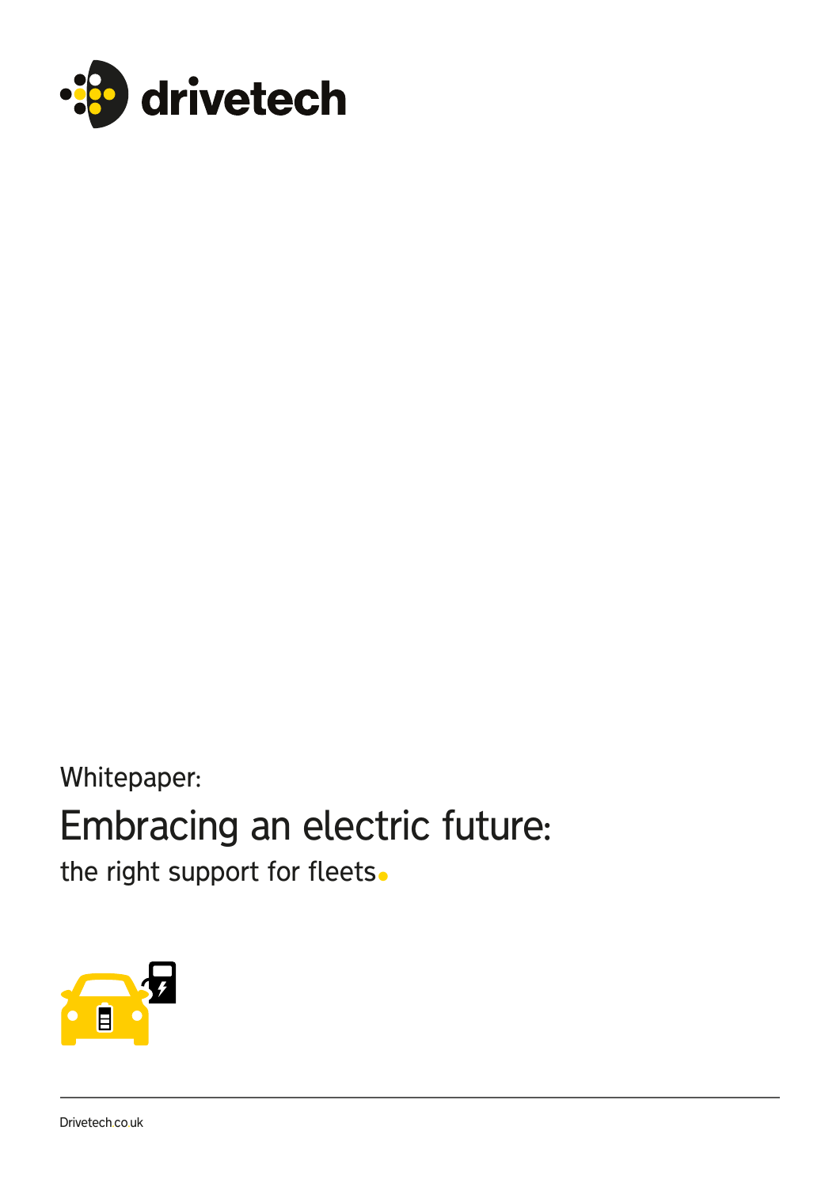drivetech

Whitepaper:

# Embracing an electric future:

## the right support for fleets.

Drivetech.co.uk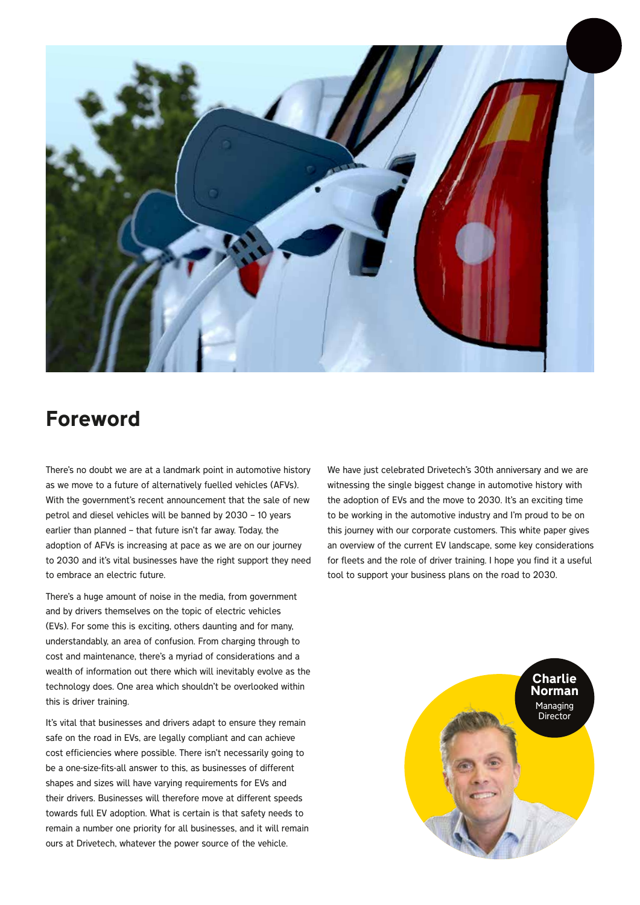# Foreword

There's no doubt we are at a landmark point in automotive history as we move to a future of alternatively fuelled vehicles (AFVs). With the government's recent announcement that the sale of new petrol and diesel vehicles will be banned by 2030 – 10 years earlier than planned – that future isn't far away. Today, the adoption of AFVs is increasing at pace as we are on our journey to 2030 and it's vital businesses have the right support they need to embrace an electric future.

There's a huge amount of noise in the media, from government and by drivers themselves on the topic of electric vehicles (EVs). For some this is exciting, others daunting and for many, understandably, an area of confusion. From charging through to cost and maintenance, there's a myriad of considerations and a wealth of information out there which will inevitably evolve as the technology does. One area which shouldn't be overlooked within this is driver training.

It's vital that businesses and drivers adapt to ensure they remain safe on the road in EVs, are legally compliant and can achieve cost efficiencies where possible. There isn't necessarily going to be a one-size-fits-all answer to this, as businesses of different shapes and sizes will have varying requirements for EVs and their drivers. Businesses will therefore move at different speeds towards full EV adoption. What is certain is that safety needs to remain a number one priority for all businesses, and it will remain ours at Drivetech, whatever the power source of the vehicle.

We have just celebrated Drivetech's 30th anniversary and we are witnessing the single biggest change in automotive history with the adoption of EVs and the move to 2030. It's an exciting time to be working in the automotive industry and I'm proud to be on this journey with our corporate customers. This white paper gives an overview of the current EV landscape, some key considerations for fleets and the role of driver training. I hope you find it a useful tool to support your business plans on the road to 2030.

**Charlie Norman**
Managing Director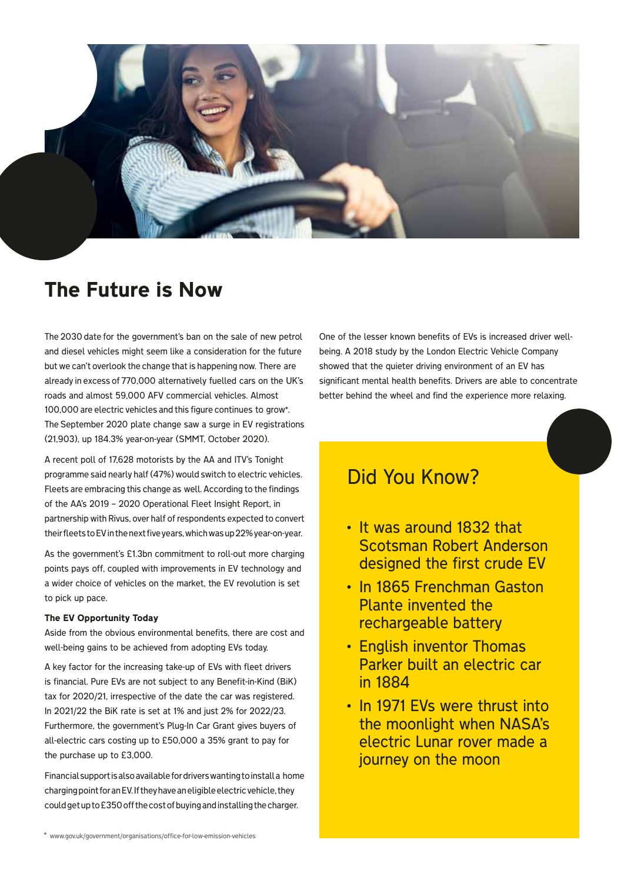# The Future is Now

The 2030 date for the government's ban on the sale of new petrol and diesel vehicles might seem like a consideration for the future but we can't overlook the change that is happening now. There are already in excess of 770,000 alternatively fuelled cars on the UK's roads and almost 59,000 AFV commercial vehicles. Almost 100,000 are electric vehicles and this figure continues to grow*. The September 2020 plate change saw a surge in EV registrations (21,903), up 184.3% year-on-year (SMMT, October 2020).

A recent poll of 17,628 motorists by the AA and ITV's Tonight programme said nearly half (47%) would switch to electric vehicles. Fleets are embracing this change as well. According to the findings of the AA's 2019 – 2020 Operational Fleet Insight Report, in partnership with Rivus, over half of respondents expected to convert their fleets to EV in the next five years, which was up 22% year-on-year.

As the government's £1.3bn commitment to roll-out more charging points pays off, coupled with improvements in EV technology and a wider choice of vehicles on the market, the EV revolution is set to pick up pace.

**The EV Opportunity Today**

Aside from the obvious environmental benefits, there are cost and well-being gains to be achieved from adopting EVs today.

A key factor for the increasing take-up of EVs with fleet drivers is financial. Pure EVs are not subject to any Benefit-in-Kind (BiK) tax for 2020/21, irrespective of the date the car was registered. In 2021/22 the BiK rate is set at 1% and just 2% for 2022/23. Furthermore, the government's Plug-In Car Grant gives buyers of all-electric cars costing up to £50,000 a 35% grant to pay for the purchase up to £3,000.

Financial support is also available for drivers wanting to install a home charging point for an EV. If they have an eligible electric vehicle, they could get up to £350 off the cost of buying and installing the charger.

One of the lesser known benefits of EVs is increased driver well-being. A 2018 study by the London Electric Vehicle Company showed that the quieter driving environment of an EV has significant mental health benefits. Drivers are able to concentrate better behind the wheel and find the experience more relaxing.

## Did You Know?

- It was around 1832 that Scotsman Robert Anderson designed the first crude EV
- In 1865 Frenchman Gaston Plante invented the rechargeable battery
- English inventor Thomas Parker built an electric car in 1884
- In 1971 EVs were thrust into the moonlight when NASA's electric Lunar rover made a journey on the moon

* www.gov.uk/government/organisations/office-for-low-emission-vehicles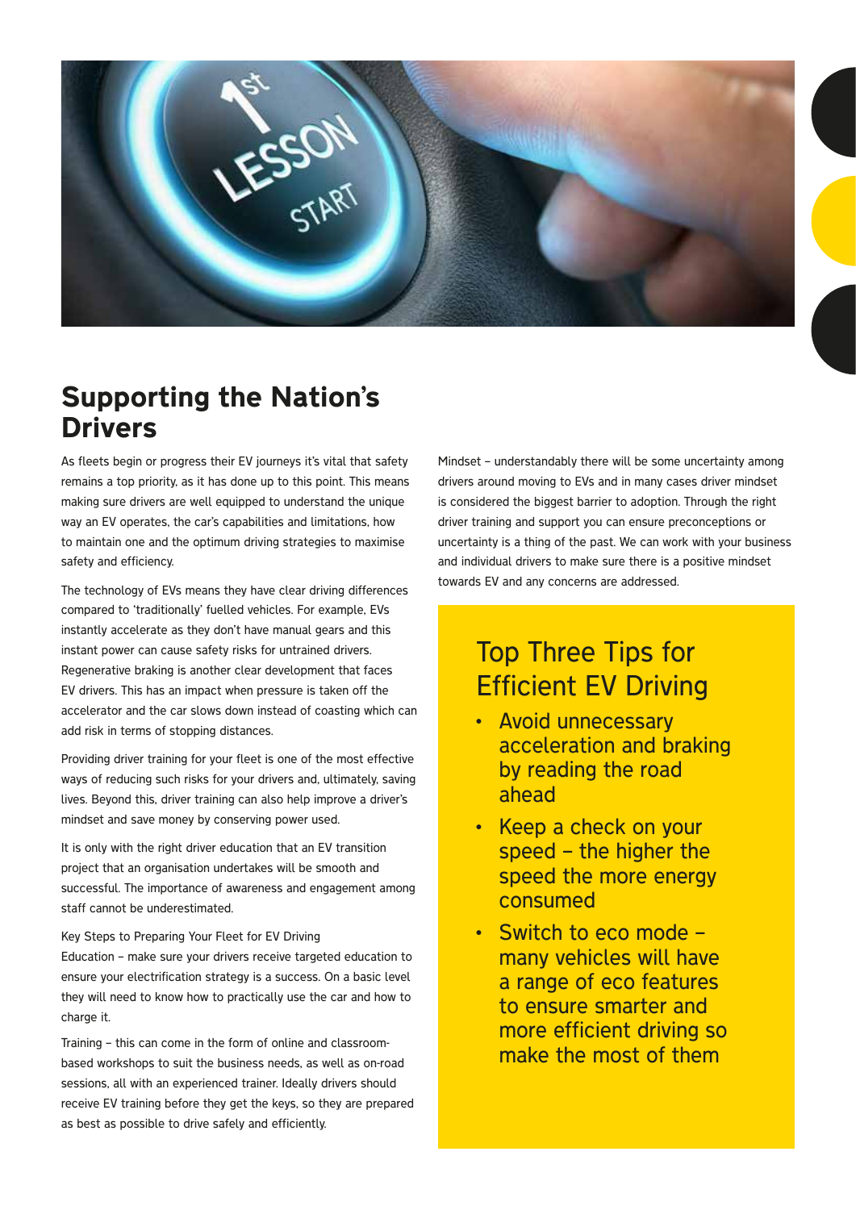# Supporting the Nation's Drivers

As fleets begin or progress their EV journeys it's vital that safety remains a top priority, as it has done up to this point. This means making sure drivers are well equipped to understand the unique way an EV operates, the car's capabilities and limitations, how to maintain one and the optimum driving strategies to maximise safety and efficiency.

The technology of EVs means they have clear driving differences compared to 'traditionally' fuelled vehicles. For example, EVs instantly accelerate as they don't have manual gears and this instant power can cause safety risks for untrained drivers. Regenerative braking is another clear development that faces EV drivers. This has an impact when pressure is taken off the accelerator and the car slows down instead of coasting which can add risk in terms of stopping distances.

Providing driver training for your fleet is one of the most effective ways of reducing such risks for your drivers and, ultimately, saving lives. Beyond this, driver training can also help improve a driver's mindset and save money by conserving power used.

It is only with the right driver education that an EV transition project that an organisation undertakes will be smooth and successful. The importance of awareness and engagement among staff cannot be underestimated.

Key Steps to Preparing Your Fleet for EV Driving

Education – make sure your drivers receive targeted education to ensure your electrification strategy is a success. On a basic level they will need to know how to practically use the car and how to charge it.

Training – this can come in the form of online and classroom-based workshops to suit the business needs, as well as on-road sessions, all with an experienced trainer. Ideally drivers should receive EV training before they get the keys, so they are prepared as best as possible to drive safely and efficiently.

Mindset – understandably there will be some uncertainty among drivers around moving to EVs and in many cases driver mindset is considered the biggest barrier to adoption. Through the right driver training and support you can ensure preconceptions or uncertainty is a thing of the past. We can work with your business and individual drivers to make sure there is a positive mindset towards EV and any concerns are addressed.

## Top Three Tips for Efficient EV Driving

- Avoid unnecessary acceleration and braking by reading the road ahead
- Keep a check on your speed – the higher the speed the more energy consumed
- Switch to eco mode – many vehicles will have a range of eco features to ensure smarter and more efficient driving so make the most of them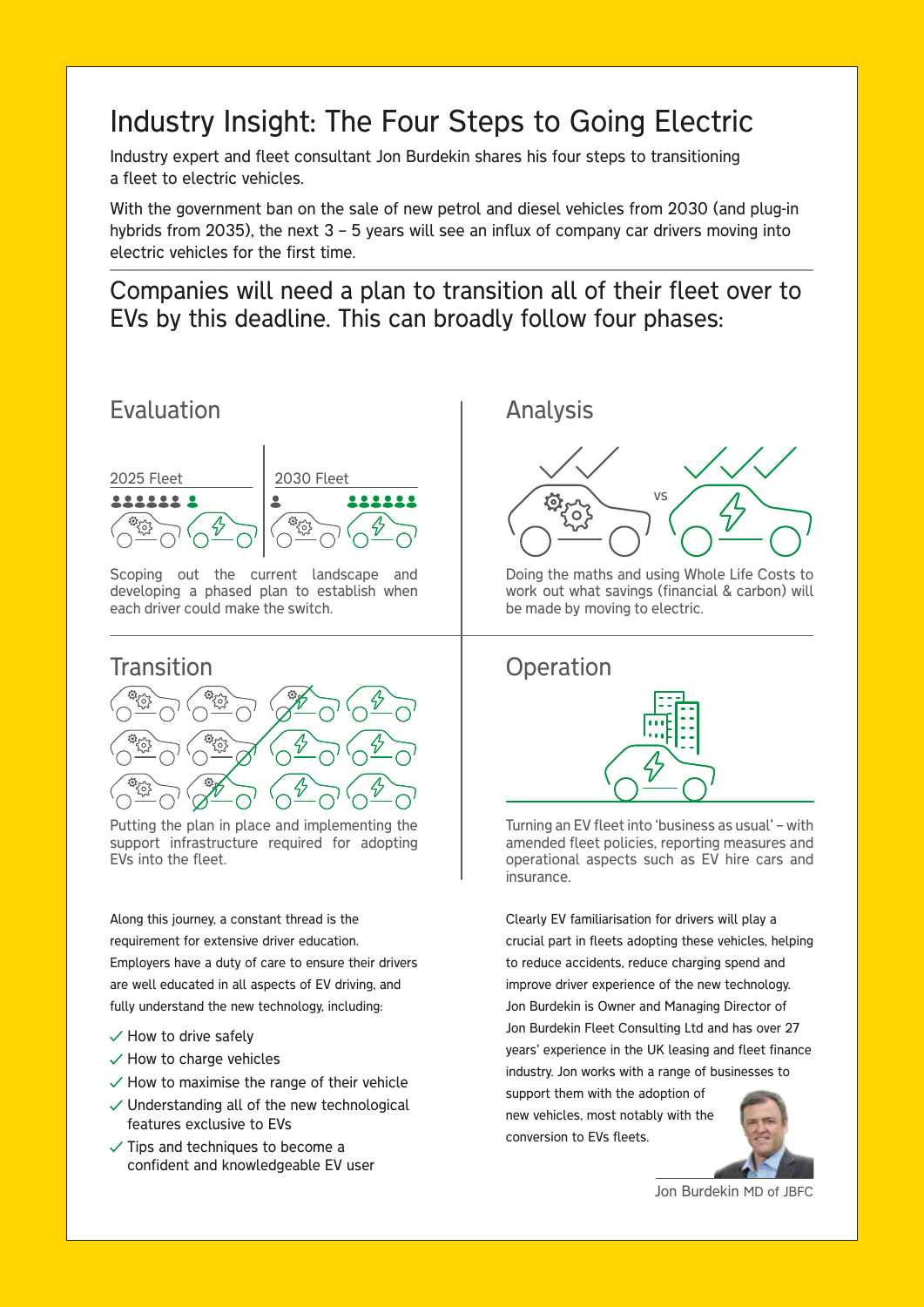# Industry Insight: The Four Steps to Going Electric

Industry expert and fleet consultant Jon Burdekin shares his four steps to transitioning a fleet to electric vehicles.

With the government ban on the sale of new petrol and diesel vehicles from 2030 (and plug-in hybrids from 2035), the next 3 – 5 years will see an influx of company car drivers moving into electric vehicles for the first time.

## Companies will need a plan to transition all of their fleet over to EVs by this deadline. This can broadly follow four phases:

### Evaluation

2025 Fleet

2030 Fleet

Scoping out the current landscape and developing a phased plan to establish when each driver could make the switch.

### Analysis

vs

Doing the maths and using Whole Life Costs to work out what savings (financial & carbon) will be made by moving to electric.

### Transition

Putting the plan in place and implementing the support infrastructure required for adopting EVs into the fleet.

### Operation

Turning an EV fleet into 'business as usual' – with amended fleet policies, reporting measures and operational aspects such as EV hire cars and insurance.

Along this journey, a constant thread is the requirement for extensive driver education. Employers have a duty of care to ensure their drivers are well educated in all aspects of EV driving, and fully understand the new technology, including:

- ✓ How to drive safely
- ✓ How to charge vehicles
- ✓ How to maximise the range of their vehicle
- ✓ Understanding all of the new technological features exclusive to EVs
- ✓ Tips and techniques to become a confident and knowledgeable EV user

Clearly EV familiarisation for drivers will play a crucial part in fleets adopting these vehicles, helping to reduce accidents, reduce charging spend and improve driver experience of the new technology. Jon Burdekin is Owner and Managing Director of Jon Burdekin Fleet Consulting Ltd and has over 27 years' experience in the UK leasing and fleet finance industry. Jon works with a range of businesses to support them with the adoption of new vehicles, most notably with the conversion to EVs fleets.

Jon Burdekin MD of JBFC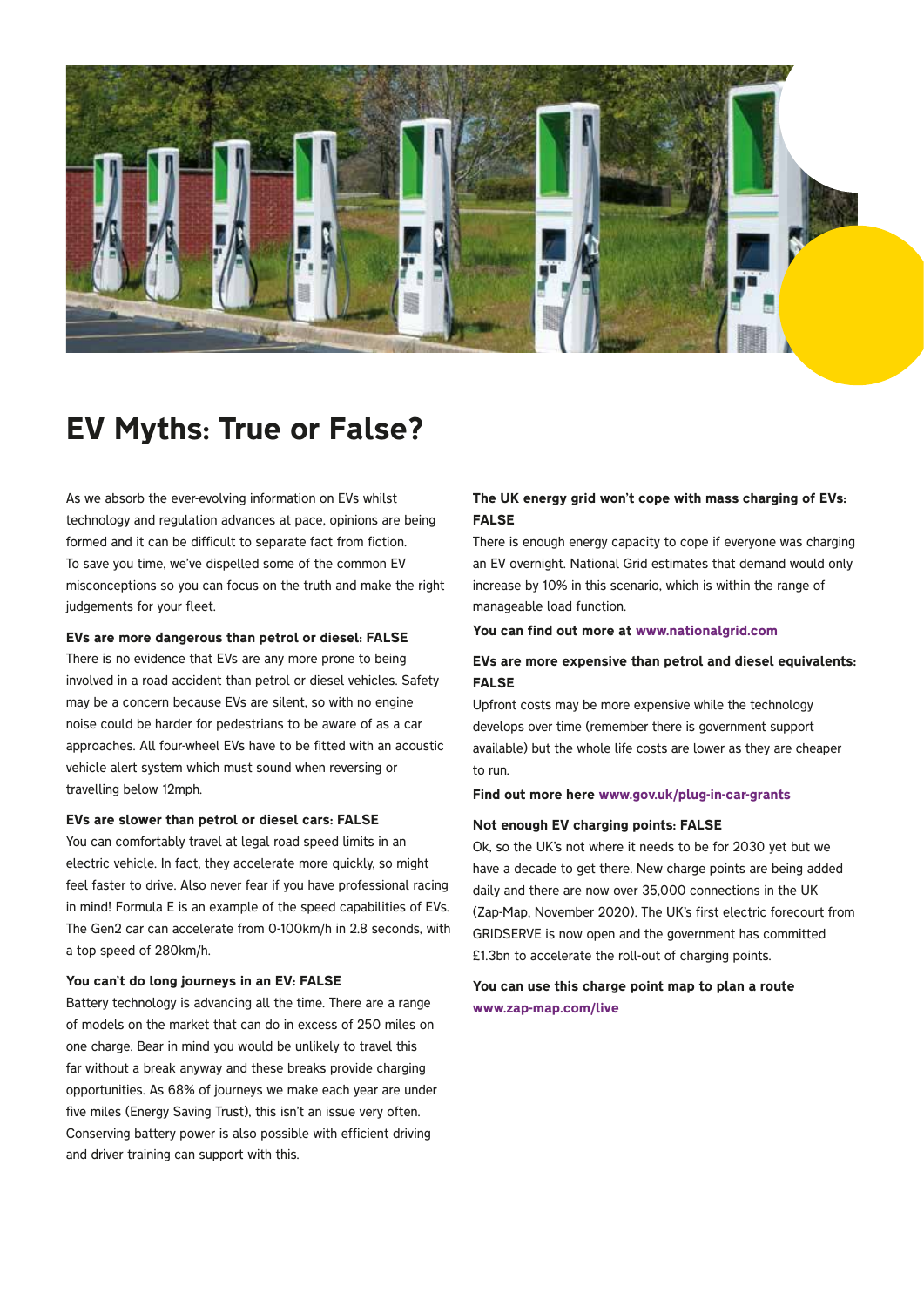# EV Myths: True or False?

As we absorb the ever-evolving information on EVs whilst technology and regulation advances at pace, opinions are being formed and it can be difficult to separate fact from fiction. To save you time, we've dispelled some of the common EV misconceptions so you can focus on the truth and make the right judgements for your fleet.

**EVs are more dangerous than petrol or diesel: FALSE**

There is no evidence that EVs are any more prone to being involved in a road accident than petrol or diesel vehicles. Safety may be a concern because EVs are silent, so with no engine noise could be harder for pedestrians to be aware of as a car approaches. All four-wheel EVs have to be fitted with an acoustic vehicle alert system which must sound when reversing or travelling below 12mph.

**EVs are slower than petrol or diesel cars: FALSE**

You can comfortably travel at legal road speed limits in an electric vehicle. In fact, they accelerate more quickly, so might feel faster to drive. Also never fear if you have professional racing in mind! Formula E is an example of the speed capabilities of EVs. The Gen2 car can accelerate from 0-100km/h in 2.8 seconds, with a top speed of 280km/h.

**You can't do long journeys in an EV: FALSE**

Battery technology is advancing all the time. There are a range of models on the market that can do in excess of 250 miles on one charge. Bear in mind you would be unlikely to travel this far without a break anyway and these breaks provide charging opportunities. As 68% of journeys we make each year are under five miles (Energy Saving Trust), this isn't an issue very often. Conserving battery power is also possible with efficient driving and driver training can support with this.

**The UK energy grid won't cope with mass charging of EVs: FALSE**

There is enough energy capacity to cope if everyone was charging an EV overnight. National Grid estimates that demand would only increase by 10% in this scenario, which is within the range of manageable load function.

**You can find out more at www.nationalgrid.com**

**EVs are more expensive than petrol and diesel equivalents: FALSE**

Upfront costs may be more expensive while the technology develops over time (remember there is government support available) but the whole life costs are lower as they are cheaper to run.

**Find out more here www.gov.uk/plug-in-car-grants**

**Not enough EV charging points: FALSE**

Ok, so the UK's not where it needs to be for 2030 yet but we have a decade to get there. New charge points are being added daily and there are now over 35,000 connections in the UK (Zap-Map, November 2020). The UK's first electric forecourt from GRIDSERVE is now open and the government has committed £1.3bn to accelerate the roll-out of charging points.

**You can use this charge point map to plan a route www.zap-map.com/live**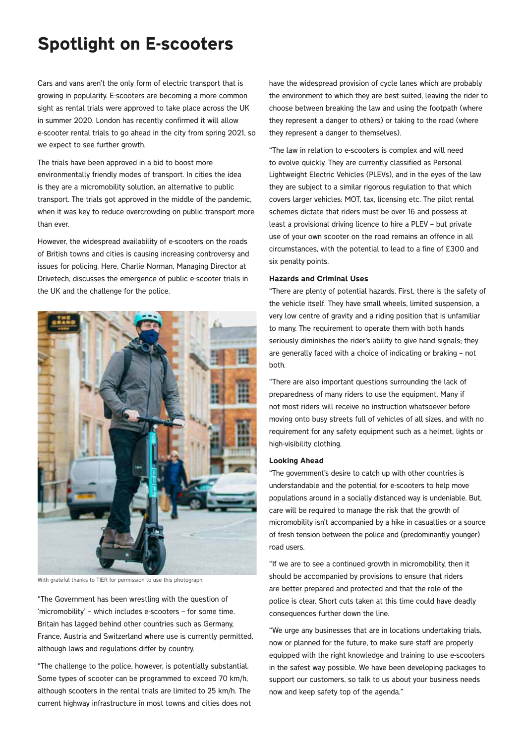# Spotlight on E-scooters

Cars and vans aren't the only form of electric transport that is growing in popularity. E-scooters are becoming a more common sight as rental trials were approved to take place across the UK in summer 2020. London has recently confirmed it will allow e-scooter rental trials to go ahead in the city from spring 2021, so we expect to see further growth.

The trials have been approved in a bid to boost more environmentally friendly modes of transport. In cities the idea is they are a micromobility solution, an alternative to public transport. The trials got approved in the middle of the pandemic, when it was key to reduce overcrowding on public transport more than ever.

However, the widespread availability of e-scooters on the roads of British towns and cities is causing increasing controversy and issues for policing. Here, Charlie Norman, Managing Director at Drivetech, discusses the emergence of public e-scooter trials in the UK and the challenge for the police.

With grateful thanks to TIER for permission to use this photograph.

"The Government has been wrestling with the question of 'micromobility' – which includes e-scooters – for some time. Britain has lagged behind other countries such as Germany, France, Austria and Switzerland where use is currently permitted, although laws and regulations differ by country.

"The challenge to the police, however, is potentially substantial. Some types of scooter can be programmed to exceed 70 km/h, although scooters in the rental trials are limited to 25 km/h. The current highway infrastructure in most towns and cities does not have the widespread provision of cycle lanes which are probably the environment to which they are best suited, leaving the rider to choose between breaking the law and using the footpath (where they represent a danger to others) or taking to the road (where they represent a danger to themselves).

"The law in relation to e-scooters is complex and will need to evolve quickly. They are currently classified as Personal Lightweight Electric Vehicles (PLEVs), and in the eyes of the law they are subject to a similar rigorous regulation to that which covers larger vehicles: MOT, tax, licensing etc. The pilot rental schemes dictate that riders must be over 16 and possess at least a provisional driving licence to hire a PLEV – but private use of your own scooter on the road remains an offence in all circumstances, with the potential to lead to a fine of £300 and six penalty points.

**Hazards and Criminal Uses**

"There are plenty of potential hazards. First, there is the safety of the vehicle itself. They have small wheels, limited suspension, a very low centre of gravity and a riding position that is unfamiliar to many. The requirement to operate them with both hands seriously diminishes the rider's ability to give hand signals; they are generally faced with a choice of indicating or braking – not both.

"There are also important questions surrounding the lack of preparedness of many riders to use the equipment. Many if not most riders will receive no instruction whatsoever before moving onto busy streets full of vehicles of all sizes, and with no requirement for any safety equipment such as a helmet, lights or high-visibility clothing.

**Looking Ahead**

"The government's desire to catch up with other countries is understandable and the potential for e-scooters to help move populations around in a socially distanced way is undeniable. But, care will be required to manage the risk that the growth of micromobility isn't accompanied by a hike in casualties or a source of fresh tension between the police and (predominantly younger) road users.

"If we are to see a continued growth in micromobility, then it should be accompanied by provisions to ensure that riders are better prepared and protected and that the role of the police is clear. Short cuts taken at this time could have deadly consequences further down the line.

"We urge any businesses that are in locations undertaking trials, now or planned for the future, to make sure staff are properly equipped with the right knowledge and training to use e-scooters in the safest way possible. We have been developing packages to support our customers, so talk to us about your business needs now and keep safety top of the agenda."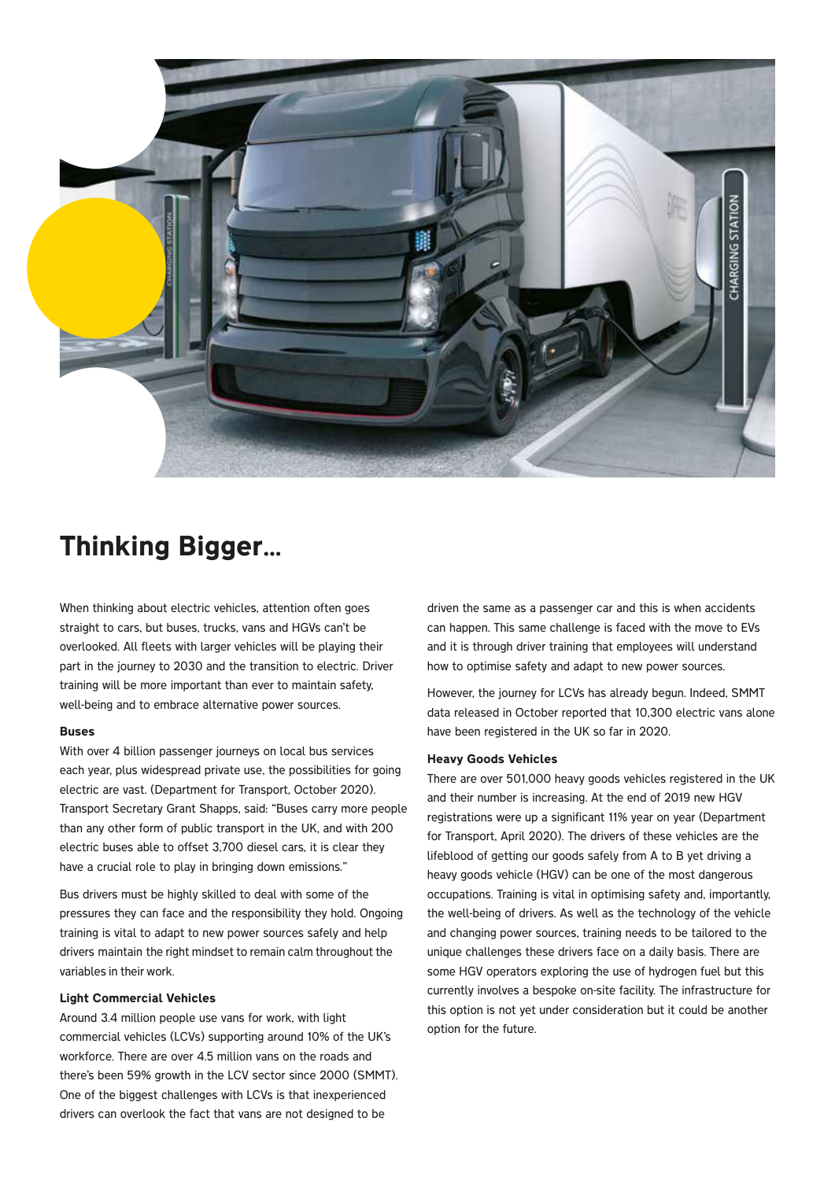# Thinking Bigger...

When thinking about electric vehicles, attention often goes straight to cars, but buses, trucks, vans and HGVs can't be overlooked. All fleets with larger vehicles will be playing their part in the journey to 2030 and the transition to electric. Driver training will be more important than ever to maintain safety, well-being and to embrace alternative power sources.

**Buses**

With over 4 billion passenger journeys on local bus services each year, plus widespread private use, the possibilities for going electric are vast. (Department for Transport, October 2020). Transport Secretary Grant Shapps, said: "Buses carry more people than any other form of public transport in the UK, and with 200 electric buses able to offset 3,700 diesel cars, it is clear they have a crucial role to play in bringing down emissions."

Bus drivers must be highly skilled to deal with some of the pressures they can face and the responsibility they hold. Ongoing training is vital to adapt to new power sources safely and help drivers maintain the right mindset to remain calm throughout the variables in their work.

**Light Commercial Vehicles**

Around 3.4 million people use vans for work, with light commercial vehicles (LCVs) supporting around 10% of the UK's workforce. There are over 4.5 million vans on the roads and there's been 59% growth in the LCV sector since 2000 (SMMT). One of the biggest challenges with LCVs is that inexperienced drivers can overlook the fact that vans are not designed to be driven the same as a passenger car and this is when accidents can happen. This same challenge is faced with the move to EVs and it is through driver training that employees will understand how to optimise safety and adapt to new power sources.

However, the journey for LCVs has already begun. Indeed, SMMT data released in October reported that 10,300 electric vans alone have been registered in the UK so far in 2020.

**Heavy Goods Vehicles**

There are over 501,000 heavy goods vehicles registered in the UK and their number is increasing. At the end of 2019 new HGV registrations were up a significant 11% year on year (Department for Transport, April 2020). The drivers of these vehicles are the lifeblood of getting our goods safely from A to B yet driving a heavy goods vehicle (HGV) can be one of the most dangerous occupations. Training is vital in optimising safety and, importantly, the well-being of drivers. As well as the technology of the vehicle and changing power sources, training needs to be tailored to the unique challenges these drivers face on a daily basis. There are some HGV operators exploring the use of hydrogen fuel but this currently involves a bespoke on-site facility. The infrastructure for this option is not yet under consideration but it could be another option for the future.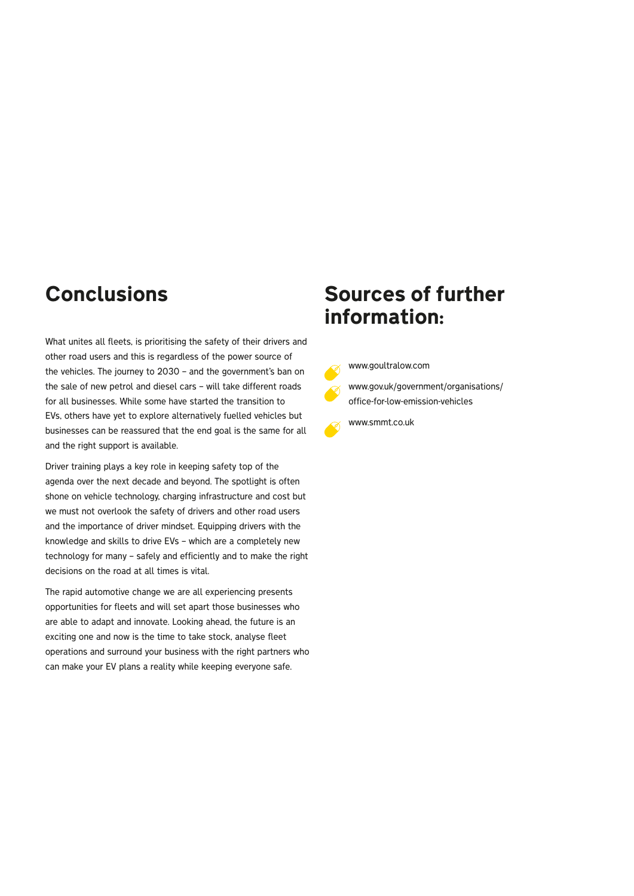## Conclusions

What unites all fleets, is prioritising the safety of their drivers and other road users and this is regardless of the power source of the vehicles. The journey to 2030 – and the government's ban on the sale of new petrol and diesel cars – will take different roads for all businesses. While some have started the transition to EVs, others have yet to explore alternatively fuelled vehicles but businesses can be reassured that the end goal is the same for all and the right support is available.

Driver training plays a key role in keeping safety top of the agenda over the next decade and beyond. The spotlight is often shone on vehicle technology, charging infrastructure and cost but we must not overlook the safety of drivers and other road users and the importance of driver mindset. Equipping drivers with the knowledge and skills to drive EVs – which are a completely new technology for many – safely and efficiently and to make the right decisions on the road at all times is vital.

The rapid automotive change we are all experiencing presents opportunities for fleets and will set apart those businesses who are able to adapt and innovate. Looking ahead, the future is an exciting one and now is the time to take stock, analyse fleet operations and surround your business with the right partners who can make your EV plans a reality while keeping everyone safe.

## Sources of further information:

- www.goultralow.com
- www.gov.uk/government/organisations/office-for-low-emission-vehicles
- www.smmt.co.uk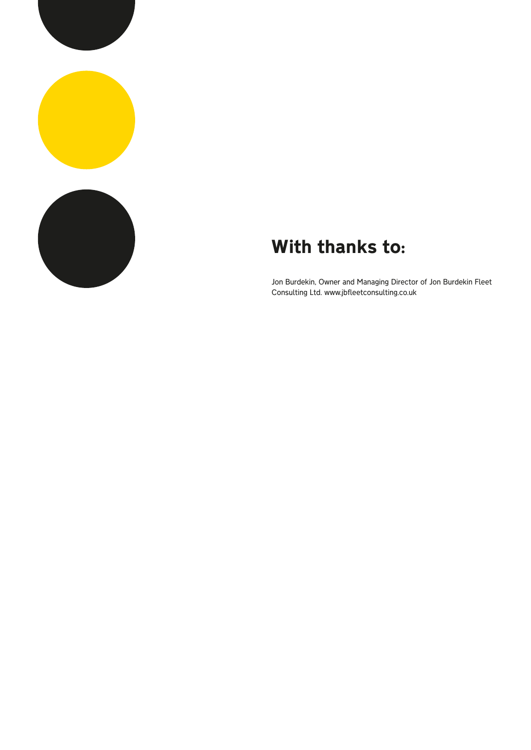## With thanks to:

Jon Burdekin, Owner and Managing Director of Jon Burdekin Fleet Consulting Ltd. www.jbfleetconsulting.co.uk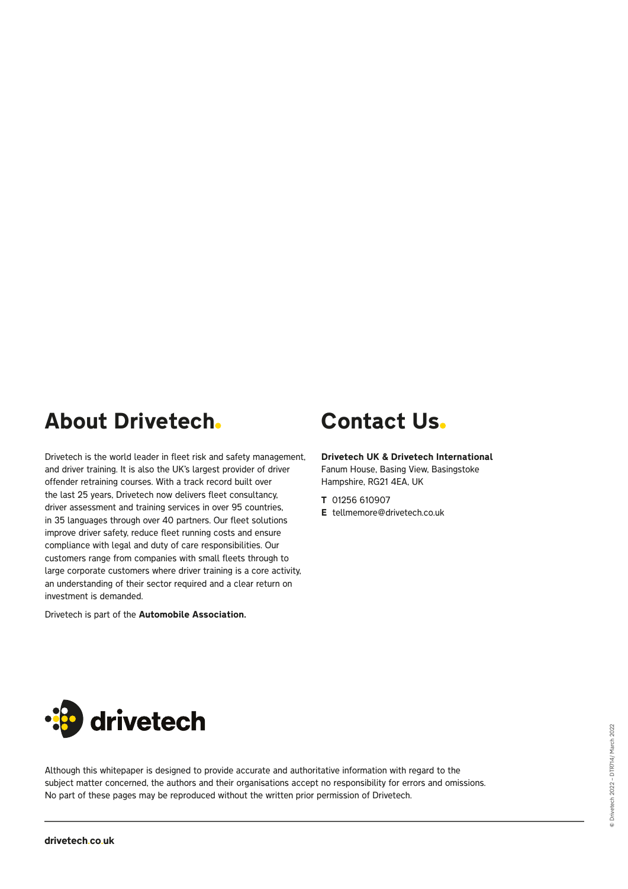## About Drivetech.

Drivetech is the world leader in fleet risk and safety management, and driver training. It is also the UK's largest provider of driver offender retraining courses. With a track record built over the last 25 years, Drivetech now delivers fleet consultancy, driver assessment and training services in over 95 countries, in 35 languages through over 40 partners. Our fleet solutions improve driver safety, reduce fleet running costs and ensure compliance with legal and duty of care responsibilities. Our customers range from companies with small fleets through to large corporate customers where driver training is a core activity, an understanding of their sector required and a clear return on investment is demanded.

Drivetech is part of the **Automobile Association.**

## Contact Us.

**Drivetech UK & Drivetech International**
Fanum House, Basing View, Basingstoke
Hampshire, RG21 4EA, UK

**T** 01256 610907
**E** tellmemore@drivetech.co.uk

drivetech

Although this whitepaper is designed to provide accurate and authoritative information with regard to the subject matter concerned, the authors and their organisations accept no responsibility for errors and omissions. No part of these pages may be reproduced without the written prior permission of Drivetech.

© Drivetech 2022 – DTR714/ March 2022

drivetech.co.uk